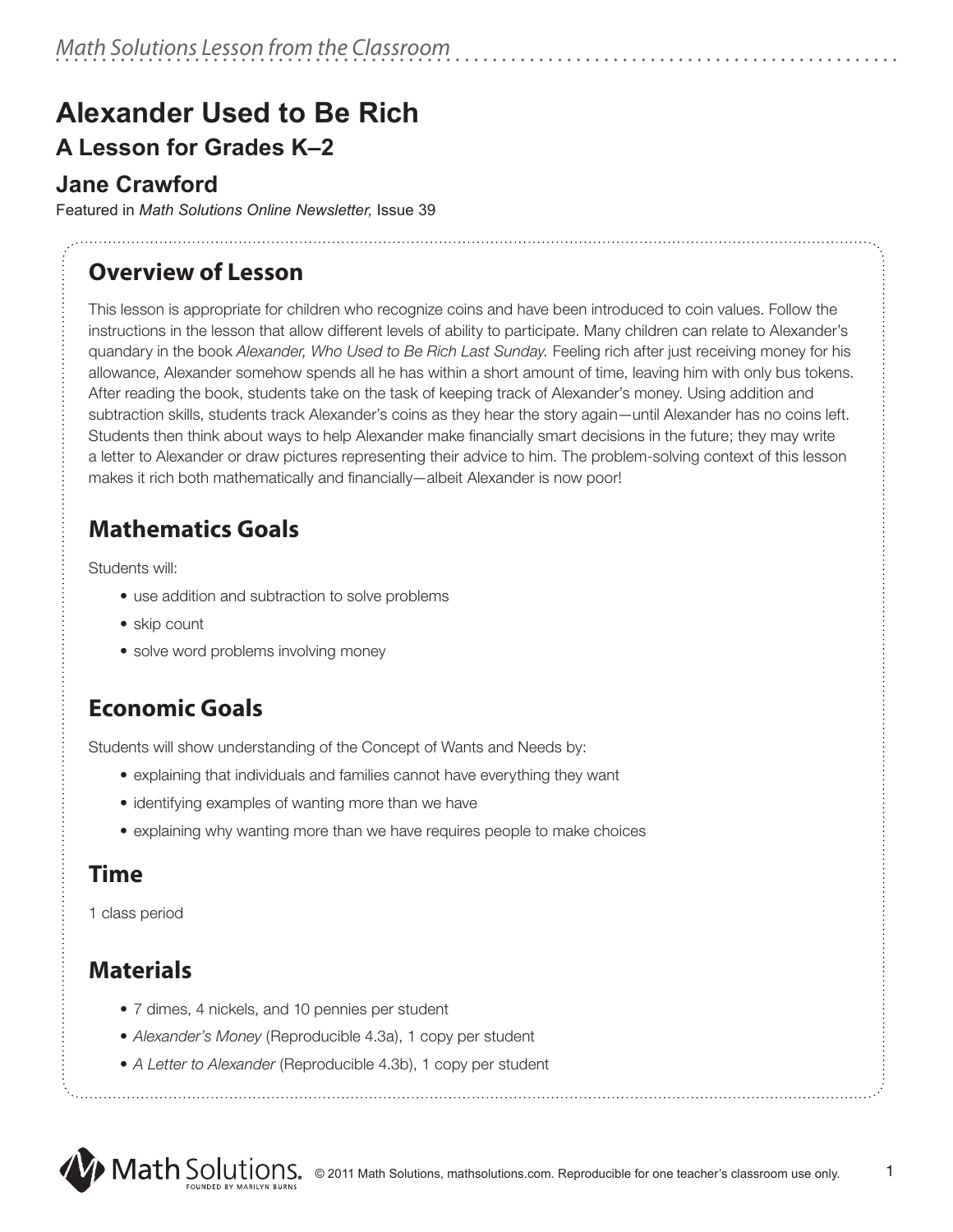# Alexander Used to Be Rich

## A Lesson for Grades K–2

## Jane Crawford

Featured in *Math Solutions Online Newsletter,* Issue 39

## Overview of Lesson

This lesson is appropriate for children who recognize coins and have been introduced to coin values. Follow the instructions in the lesson that allow different levels of ability to participate. Many children can relate to Alexander's quandary in the book *Alexander, Who Used to Be Rich Last Sunday.* Feeling rich after just receiving money for his allowance, Alexander somehow spends all he has within a short amount of time, leaving him with only bus tokens. After reading the book, students take on the task of keeping track of Alexander's money. Using addition and subtraction skills, students track Alexander's coins as they hear the story again—until Alexander has no coins left. Students then think about ways to help Alexander make financially smart decisions in the future; they may write a letter to Alexander or draw pictures representing their advice to him. The problem-solving context of this lesson makes it rich both mathematically and financially—albeit Alexander is now poor!

## Mathematics Goals

Students will:

- use addition and subtraction to solve problems
- skip count
- solve word problems involving money

## Economic Goals

Students will show understanding of the Concept of Wants and Needs by:

- explaining that individuals and families cannot have everything they want
- identifying examples of wanting more than we have
- explaining why wanting more than we have requires people to make choices

## Time

1 class period

## Materials

- 7 dimes, 4 nickels, and 10 pennies per student
- *Alexander's Money* (Reproducible 4.3a), 1 copy per student
- *A Letter to Alexander* (Reproducible 4.3b), 1 copy per student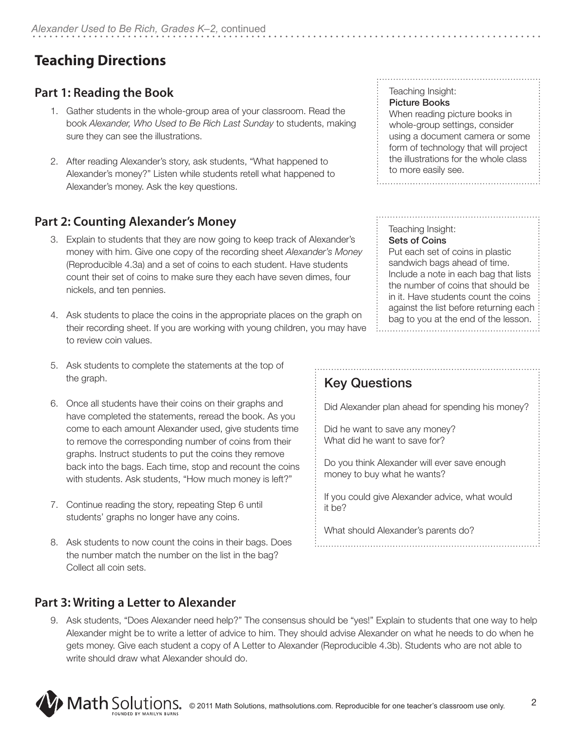# Teaching Directions

## Part 1: Reading the Book

1. Gather students in the whole-group area of your classroom. Read the book *Alexander, Who Used to Be Rich Last Sunday* to students, making sure they can see the illustrations.

2. After reading Alexander's story, ask students, "What happened to Alexander's money?" Listen while students retell what happened to Alexander's money. Ask the key questions.

> Teaching Insight:
> **Picture Books**
> When reading picture books in whole-group settings, consider using a document camera or some form of technology that will project the illustrations for the whole class to more easily see.

## Part 2: Counting Alexander's Money

3. Explain to students that they are now going to keep track of Alexander's money with him. Give one copy of the recording sheet *Alexander's Money* (Reproducible 4.3a) and a set of coins to each student. Have students count their set of coins to make sure they each have seven dimes, four nickels, and ten pennies.

4. Ask students to place the coins in the appropriate places on the graph on their recording sheet. If you are working with young children, you may have to review coin values.

5. Ask students to complete the statements at the top of the graph.

6. Once all students have their coins on their graphs and have completed the statements, reread the book. As you come to each amount Alexander used, give students time to remove the corresponding number of coins from their graphs. Instruct students to put the coins they remove back into the bags. Each time, stop and recount the coins with students. Ask students, "How much money is left?"

7. Continue reading the story, repeating Step 6 until students' graphs no longer have any coins.

8. Ask students to now count the coins in their bags. Does the number match the number on the list in the bag? Collect all coin sets.

> Teaching Insight:
> **Sets of Coins**
> Put each set of coins in plastic sandwich bags ahead of time. Include a note in each bag that lists the number of coins that should be in it. Have students count the coins against the list before returning each bag to you at the end of the lesson.

> ### Key Questions
>
> Did Alexander plan ahead for spending his money?
>
> Did he want to save any money? What did he want to save for?
>
> Do you think Alexander will ever save enough money to buy what he wants?
>
> If you could give Alexander advice, what would it be?
>
> What should Alexander's parents do?

## Part 3: Writing a Letter to Alexander

9. Ask students, "Does Alexander need help?" The consensus should be "yes!" Explain to students that one way to help Alexander might be to write a letter of advice to him. They should advise Alexander on what he needs to do when he gets money. Give each student a copy of A Letter to Alexander (Reproducible 4.3b). Students who are not able to write should draw what Alexander should do.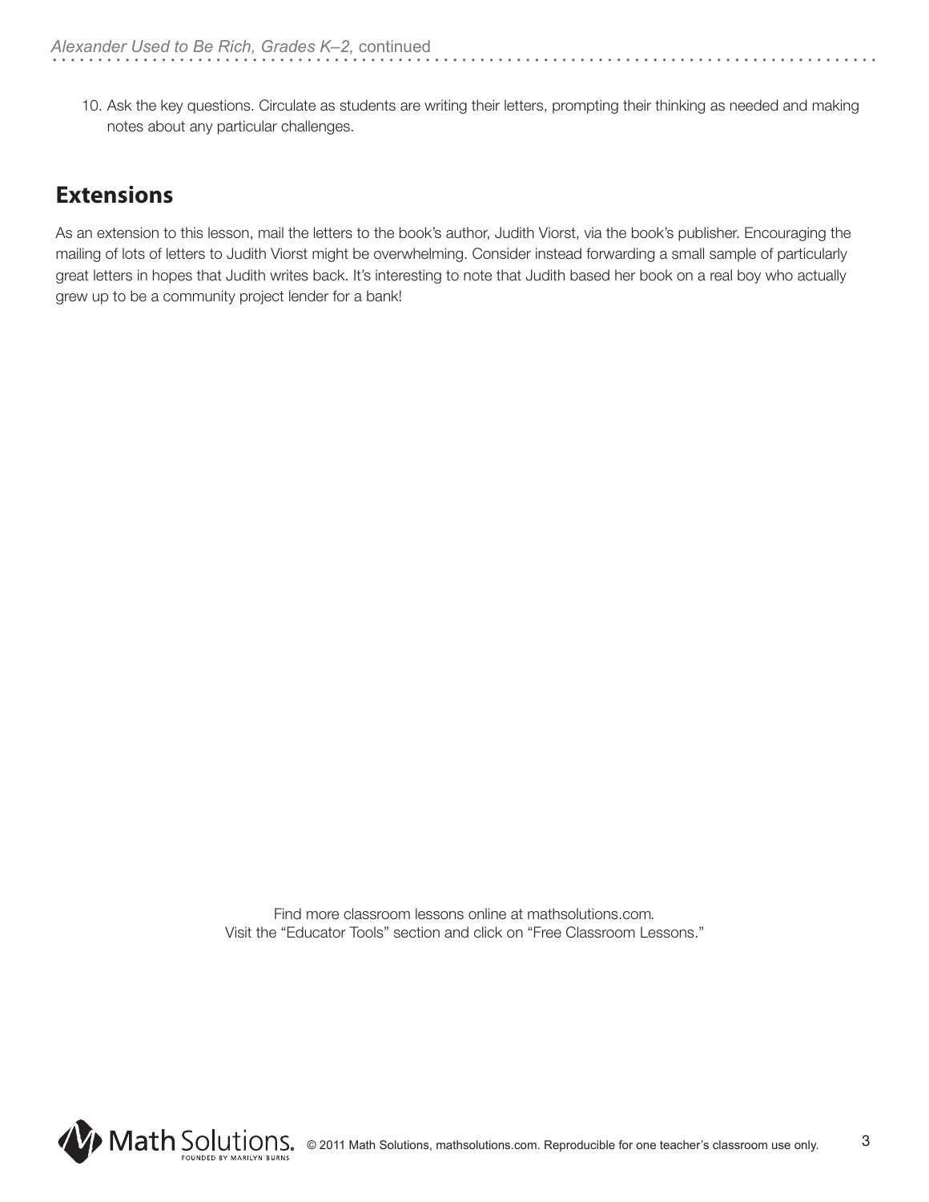10. Ask the key questions. Circulate as students are writing their letters, prompting their thinking as needed and making notes about any particular challenges.

## Extensions

As an extension to this lesson, mail the letters to the book's author, Judith Viorst, via the book's publisher. Encouraging the mailing of lots of letters to Judith Viorst might be overwhelming. Consider instead forwarding a small sample of particularly great letters in hopes that Judith writes back. It's interesting to note that Judith based her book on a real boy who actually grew up to be a community project lender for a bank!

Find more classroom lessons online at mathsolutions.com.
Visit the "Educator Tools" section and click on "Free Classroom Lessons."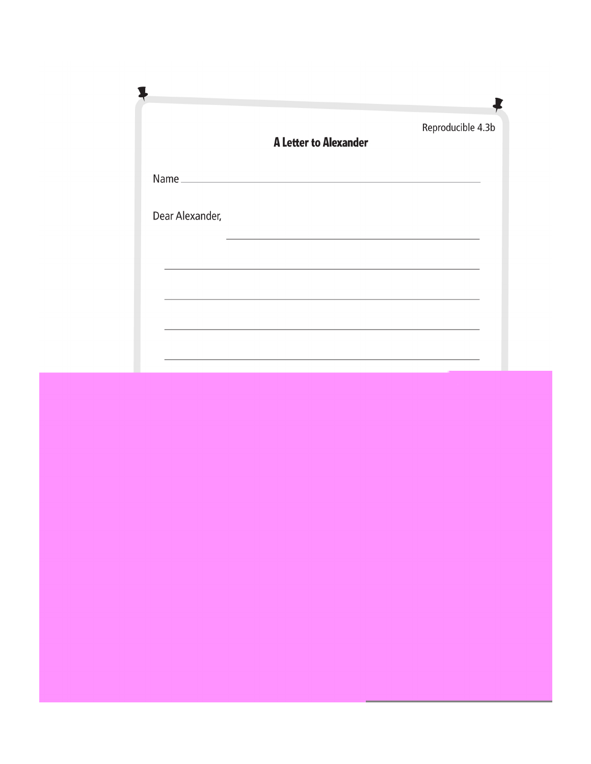Reproducible 4.3b

## A Letter to Alexander

Name ____________________________________________

Dear Alexander,

____________________________________________

____________________________________________

____________________________________________

____________________________________________

____________________________________________